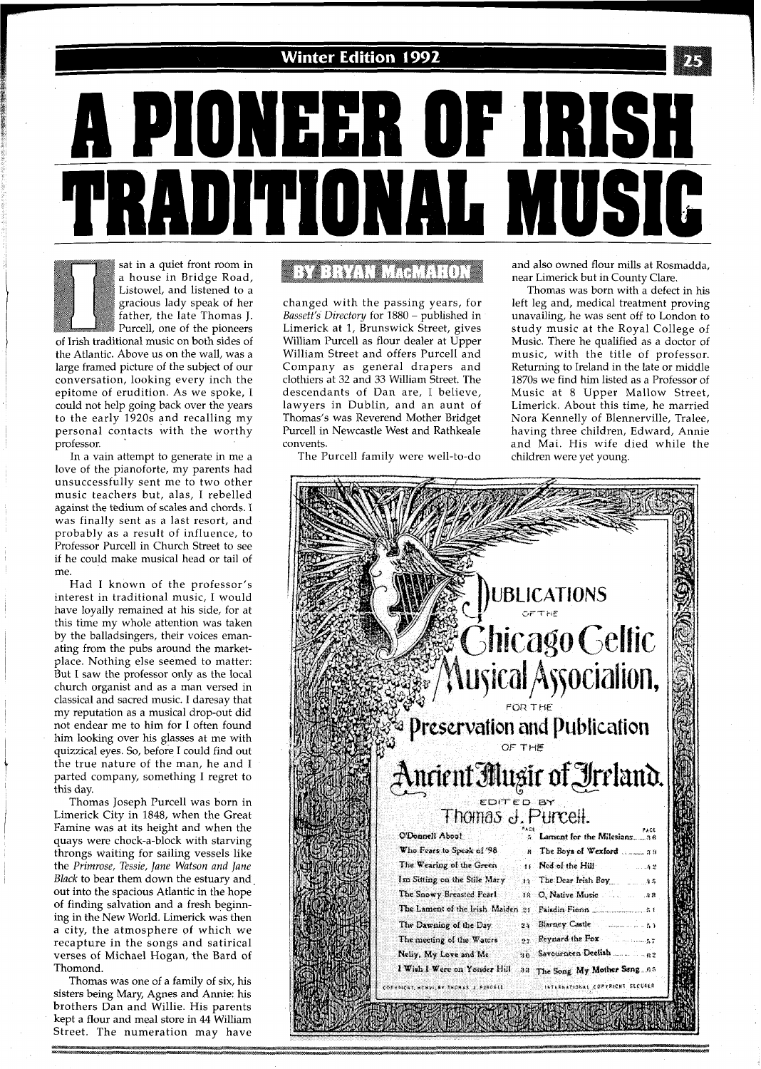# A PIONEER OF IRISH TRADITIONAL MUSIC

**BY BRYAN MacMAHON**

I sat in a quiet front room in a house in Bridge Road, Listowel, and listened to a gracious lady speak of her father, the late Thomas J. Purcell, one of the pioneers of Irish traditional music on both sides of the Atlantic. Above us on the wall, was a large framed picture of the subject of our conversation, looking every inch the epitome of erudition. As we spoke, I could not help going back over the years to the early 1920s and recalling my personal contacts with the worthy professor.

In a vain attempt to generate in me a love of the pianoforte, my parents had unsuccessfully sent me to two other music teachers but, alas, I rebelled against the tedium of scales and chords. I was finally sent as a last resort, and probably as a result of influence, to Professor Purcell in Church Street to see if he could make musical head or tail of me.

Had I known of the professor's interest in traditional music, I would have loyally remained at his side, for at this time my whole attention was taken by the balladsingers, their voices emanating from the pubs around the marketplace. Nothing else seemed to matter: But I saw the professor only as the local church organist and as a man versed in classical and sacred music. I daresay that my reputation as a musical drop-out did not endear me to him for I often found him looking over his glasses at me with quizzical eyes. So, before I could find out the true nature of the man, he and I parted company, something I regret to this day.

Thomas Joseph Purcell was born in Limerick City in 1848, when the Great Famine was at its height and when the quays were chock-a-block with starving throngs waiting for sailing vessels like the *Primrose, Tessie, Jane Watson and Jane Black* to bear them down the estuary and out into the spacious Atlantic in the hope of finding salvation and a fresh beginning in the New World. Limerick was then a city, the atmosphere of which we recapture in the songs and satirical verses of Michael Hogan, the Bard of Thomond.

Thomas was one of a family of six, his sisters being Mary, Agnes and Annie: his brothers Dan and Willie. His parents kept a flour and meal store in 44 William Street. The numeration may have changed with the passing years, for *Bassett's Directory* for 1880 – published in Limerick at 1, Brunswick Street, gives William Purcell as flour dealer at Upper William Street and offers Purcell and Company as general drapers and clothiers at 32 and 33 William Street. The descendants of Dan are, I believe, lawyers in Dublin, and an aunt of Thomas's was Reverend Mother Bridget Purcell in Newcastle West and Rathkeale convents.

The Purcell family were well-to-do and also owned flour mills at Rosmadda, near Limerick but in County Clare.

Thomas was born with a defect in his left leg and, medical treatment proving unavailing, he was sent off to London to study music at the Royal College of Music. There he qualified as a doctor of music, with the title of professor. Returning to Ireland in the late or middle 1870s we find him listed as a Professor of Music at 8 Upper Mallow Street, Limerick. About this time, he married Nora Kennelly of Blennerville, Tralee, having three children, Edward, Annie and Mai. His wife died while the children were yet young.

**Publications of the Chicago Celtic Musical Association, for the Preservation and Publication of the Ancient Music of Ireland. Edited by Thomas J. Purcell.**

| | Page | | Page |
|---|---|---|---|
| O'Donnell Aboo! | 5 | Lament for the Milesians | 36 |
| Who Fears to Speak of '98 | 8 | The Boys of Wexford | 39 |
| The Wearing of the Green | 11 | Ned of the Hill | 42 |
| I'm Sitting on the Stile Mary | 15 | The Dear Irish Boy | 45 |
| The Snowy Breasted Pearl | 18 | O, Native Music | 48 |
| The Lament of the Irish Maiden | 21 | Paisdin Fionn | 51 |
| The Dawning of the Day | 24 | Blarney Castle | 54 |
| The meeting of the Waters | 27 | Reynard the Fox | 57 |
| Nelly, My Love and Me | 30 | Savourneen Deelish | 62 |
| I Wish I Were on Yonder Hill | 33 | The Song My Mother Sang | 65 |

Copyright, MCMVI, by Thomas J. Purcell — International Copyright Secured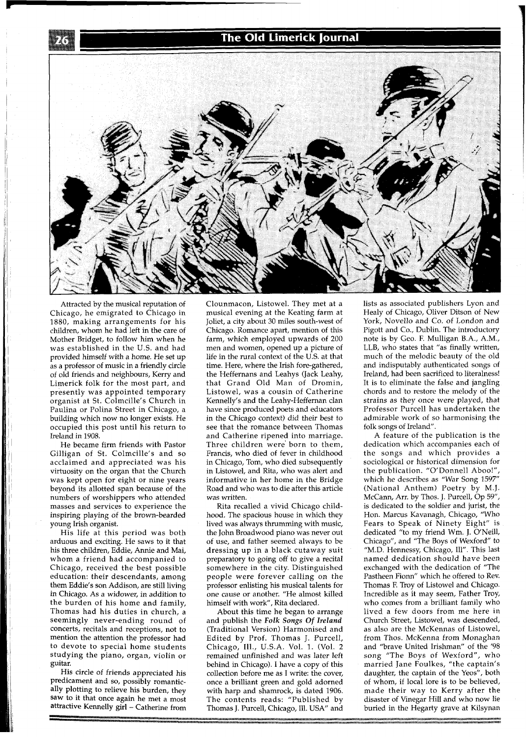Attracted by the musical reputation of Chicago, he emigrated to Chicago in 1880, making arrangements for his children, whom he had left in the care of Mother Bridget, to follow him when he was established in the U.S. and had provided himself with a home. He set up as a professor of music in a friendly circle of old friends and neighbours, Kerry and Limerick folk for the most part, and presently was appointed temporary organist at St. Colmcille's Church in Paulina or Polina Street in Chicago, a building which now no longer exists. He occupied this post until his return to Ireland in 1908.

He became firm friends with Pastor Gilligan of St. Colmcille's and so acclaimed and appreciated was his virtuosity on the organ that the Church was kept open for eight or nine years beyond its allotted span because of the numbers of worshippers who attended masses and services to experience the inspiring playing of the brown-bearded young Irish organist.

His life at this period was both arduous and exciting. He saws to it that his three children, Eddie, Annie and Mai, whom a friend had accompanied to Chicago, received the best possible education: their descendants, among them Eddie's son Addison, are still living in Chicago. As a widower, in addition to the burden of his home and family, Thomas had his duties in church, a seemingly never-ending round of concerts, recitals and receptions, not to mention the attention the professor had to devote to special home students studying the piano, organ, violin or guitar.

His circle of friends appreciated his predicament and so, possibly romantically plotting to relieve his burden, they saw to it that once again he met a most attractive Kennelly girl – Catherine from Clounmacon, Listowel. They met at a musical evening at the Keating farm at Joliet, a city about 30 miles south-west of Chicago. Romance apart, mention of this farm, which employed upwards of 200 men and women, opened up a picture of life in the rural context of the U.S. at that time. Here, where the Irish fore-gathered, the Heffernans and Leahys (Jack Leahy, that Grand Old Man of Dromin, Listowel, was a cousin of Catherine Kennelly's and the Leahy-Heffernan clan have since produced poets and educators in the Chicago context) did their best to see that the romance between Thomas and Catherine ripened into marriage. Three children were born to them, Francis, who died of fever in childhood in Chicago, Tom, who died subsequently in Listowel, and Rita, who was alert and informative in her home in the Bridge Road and who was to die after this article was written.

Rita recalled a vivid Chicago childhood. The spacious house in which they lived was always thrumming with music, the John Broadwood piano was never out of use, and father seemed always to be dressing up in a black cutaway suit preparatory to going off to give a recital somewhere in the city. Distinguished people were forever calling on the professor enlisting his musical talents for one cause or another. "He almost killed himself with work", Rita declared.

About this time he began to arrange and publish the ***Folk Songs Of Ireland*** (Traditional Version) Harmonised and Edited by Prof. Thomas J. Purcell, Chicago, Ill., U.S.A. Vol. 1. (Vol. 2 remained unfinished and was later left behind in Chicago). I have a copy of this collection before me as I write: the cover, once a brilliant green and gold adorned with harp and shamrock, is dated 1906. The contents reads: "Published by Thomas J. Purcell, Chicago, Ill. USA" and lists as associated publishers Lyon and Healy of Chicago, Oliver Ditson of New York, Novello and Co. of London and Pigott and Co., Dublin. The introductory note is by Geo. F. Mulligan B.A., A.M., LLB, who states that "as finally written, much of the melodic beauty of the old and indisputably authenticated songs of Ireland, had been sacrificed to literalness! It is to eliminate the false and jangling chords and to restore the melody of the strains as they once were played, that Professor Purcell has undertaken the admirable work of so harmonising the folk songs of Ireland".

A feature of the publication is the dedication which accompanies each of the songs and which provides a sociological or historical dimension for the publication. "O'Donnell Aboo!", which he describes as "War Song 1597" (National Anthem) Poetry by M.J. McCann, Arr. by Thos. J. Purcell, Op 59", is dedicated to the soldier and jurist, the Hon. Marcus Kavanagh, Chicago, "Who Fears to Speak of Ninety Eight" is dedicated "to my friend Wm. J. O'Neill, Chicago", and "The Boys of Wexford" to "M.D. Hennessy, Chicago, Ill". This last named dedication should have been exchanged with the dedication of "The Pastheen Fionn" which he offered to Rev. Thomas F. Troy of Listowel and Chicago. Incredible as it may seem, Father Troy, who comes from a brilliant family who lived a few doors from me here in Church Street, Listowel, was descended, as also are the McKennas of Listowel, from Thos. McKenna from Monaghan and "brave United Irishman" of the '98 song "The Boys of Wexford", who married Jane Foulkes, "the captain's daughter, the captain of the Yeos", both of whom, if local lore is to be believed, made their way to Kerry after the disaster of Vinegar Hill and who now lie buried in the Hegarty grave at Kilsynan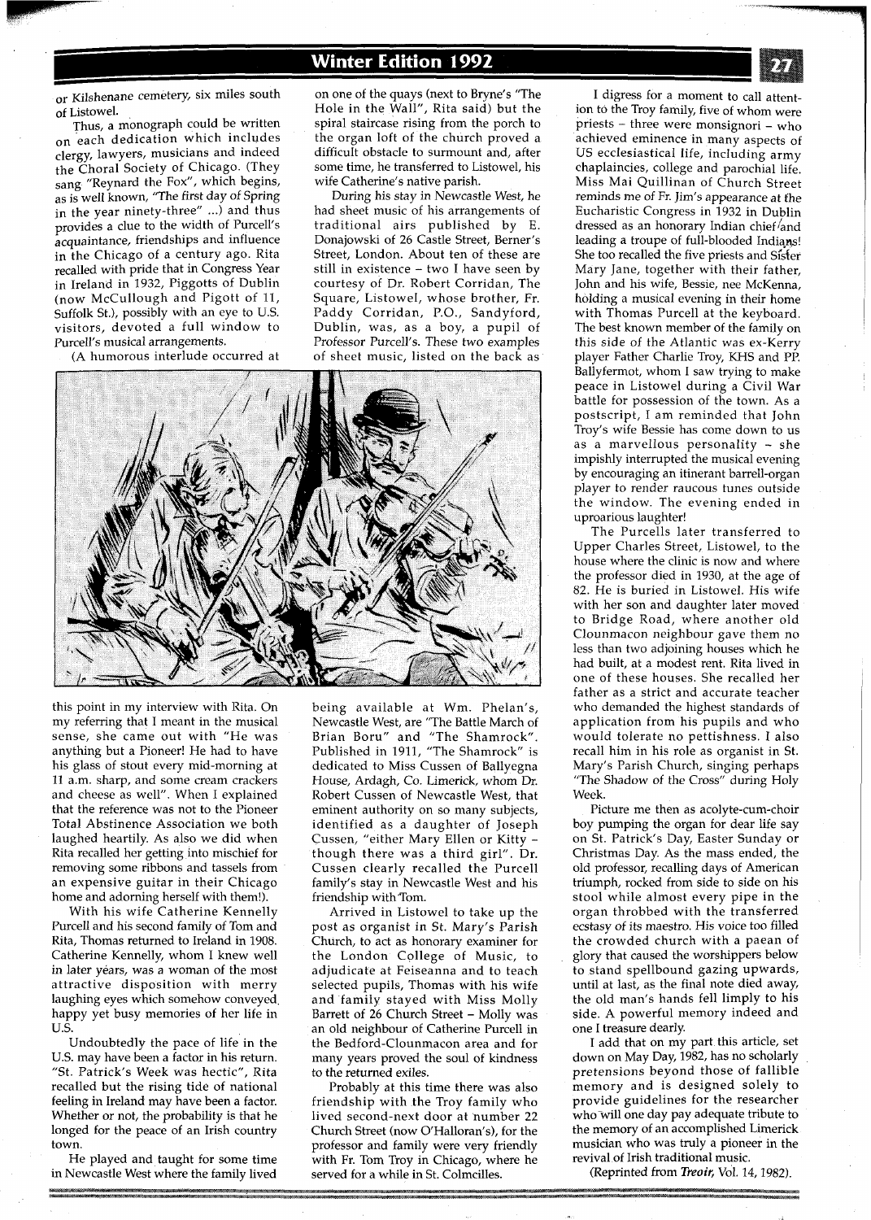or Kilshenane cemetery, six miles south of Listowel.

Thus, a monograph could be written on each dedication which includes clergy, lawyers, musicians and indeed the Choral Society of Chicago. (They sang "Reynard the Fox", which begins, as is well known, "The first day of Spring in the year ninety-three" ...) and thus provides a clue to the width of Purcell's acquaintance, friendships and influence in the Chicago of a century ago. Rita recalled with pride that in Congress Year in Ireland in 1932, Piggotts of Dublin (now McCullough and Pigott of 11, Suffolk St.), possibly with an eye to U.S. visitors, devoted a full window to Purcell's musical arrangements.

(A humorous interlude occurred at this point in my interview with Rita. On my referring that I meant in the musical sense, she came out with "He was anything but a Pioneer! He had to have his glass of stout every mid-morning at 11 a.m. sharp, and some cream crackers and cheese as well". When I explained that the reference was not to the Pioneer Total Abstinence Association we both laughed heartily. As also we did when Rita recalled her getting into mischief for removing some ribbons and tassels from an expensive guitar in their Chicago home and adorning herself with them!).

With his wife Catherine Kennelly Purcell and his second family of Tom and Rita, Thomas returned to Ireland in 1908. Catherine Kennelly, whom I knew well in later years, was a woman of the most attractive disposition with merry laughing eyes which somehow conveyed happy yet busy memories of her life in U.S.

Undoubtedly the pace of life in the U.S. may have been a factor in his return. "St. Patrick's Week was hectic", Rita recalled but the rising tide of national feeling in Ireland may have been a factor. Whether or not, the probability is that he longed for the peace of an Irish country town.

He played and taught for some time in Newcastle West where the family lived on one of the quays (next to Bryne's "The Hole in the Wall", Rita said) but the spiral staircase rising from the porch to the organ loft of the church proved a difficult obstacle to surmount and, after some time, he transferred to Listowel, his wife Catherine's native parish.

During his stay in Newcastle West, he had sheet music of his arrangements of traditional airs published by E. Donajowski of 26 Castle Street, Berner's Street, London. About ten of these are still in existence – two I have seen by courtesy of Dr. Robert Corridan, The Square, Listowel, whose brother, Fr. Paddy Corridan, P.O., Sandyford, Dublin, was, as a boy, a pupil of Professor Purcell's. These two examples of sheet music, listed on the back as being available at Wm. Phelan's, Newcastle West, are "The Battle March of Brian Boru" and "The Shamrock". Published in 1911, "The Shamrock" is dedicated to Miss Cussen of Ballyegna House, Ardagh, Co. Limerick, whom Dr. Robert Cussen of Newcastle West, that eminent authority on so many subjects, identified as a daughter of Joseph Cussen, "either Mary Ellen or Kitty – though there was a third girl". Dr. Cussen clearly recalled the Purcell family's stay in Newcastle West and his friendship with Tom.

Arrived in Listowel to take up the post as organist in St. Mary's Parish Church, to act as honorary examiner for the London College of Music, to adjudicate at Feiseanna and to teach selected pupils, Thomas with his wife and family stayed with Miss Molly Barrett of 26 Church Street – Molly was an old neighbour of Catherine Purcell in the Bedford-Clounmacon area and for many years proved the soul of kindness to the returned exiles.

Probably at this time there was also friendship with the Troy family who lived second-next door at number 22 Church Street (now O'Halloran's), for the professor and family were very friendly with Fr. Tom Troy in Chicago, where he served for a while in St. Colmcilles.

I digress for a moment to call attention to the Troy family, five of whom were priests – three were monsignori – who achieved eminence in many aspects of US ecclesiastical life, including army chaplaincies, college and parochial life. Miss Mai Quillinan of Church Street reminds me of Fr. Jim's appearance at the Eucharistic Congress in 1932 in Dublin dressed as an honorary Indian chief and leading a troupe of full-blooded Indians! She too recalled the five priests and Sister Mary Jane, together with their father, John and his wife, Bessie, nee McKenna, holding a musical evening in their home with Thomas Purcell at the keyboard. The best known member of the family on this side of the Atlantic was ex-Kerry player Father Charlie Troy, KHS and PP. Ballyfermot, whom I saw trying to make peace in Listowel during a Civil War battle for possession of the town. As a postscript, I am reminded that John Troy's wife Bessie has come down to us as a marvellous personality – she impishly interrupted the musical evening by encouraging an itinerant barrell-organ player to render raucous tunes outside the window. The evening ended in uproarious laughter!

The Purcells later transferred to Upper Charles Street, Listowel, to the house where the clinic is now and where the professor died in 1930, at the age of 82. He is buried in Listowel. His wife with her son and daughter later moved to Bridge Road, where another old Clounmacon neighbour gave them no less than two adjoining houses which he had built, at a modest rent. Rita lived in one of these houses. She recalled her father as a strict and accurate teacher who demanded the highest standards of application from his pupils and who would tolerate no pettishness. I also recall him in his role as organist in St. Mary's Parish Church, singing perhaps "The Shadow of the Cross" during Holy Week.

Picture me then as acolyte-cum-choir boy pumping the organ for dear life say on St. Patrick's Day, Easter Sunday or Christmas Day. As the mass ended, the old professor, recalling days of American triumph, rocked from side to side on his stool while almost every pipe in the organ throbbed with the transferred ecstasy of its maestro. His voice too filled the crowded church with a paean of glory that caused the worshippers below to stand spellbound gazing upwards, until at last, as the final note died away, the old man's hands fell limply to his side. A powerful memory indeed and one I treasure dearly.

I add that on my part this article, set down on May Day, 1982, has no scholarly pretensions beyond those of fallible memory and is designed solely to provide guidelines for the researcher who will one day pay adequate tribute to the memory of an accomplished Limerick musician who was truly a pioneer in the revival of Irish traditional music.

(Reprinted from *Treoir*, Vol. 14, 1982).